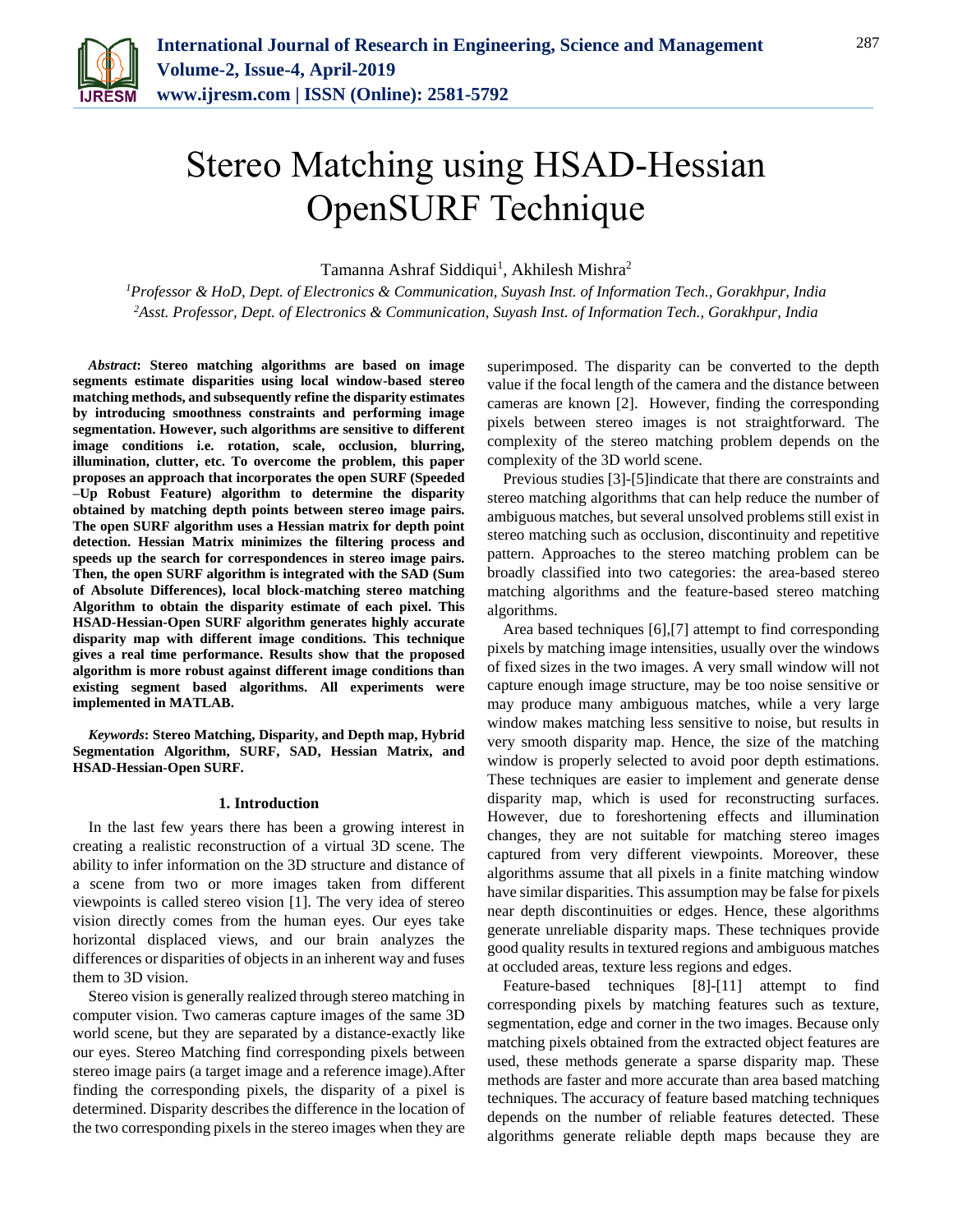# Stereo Matching using HSAD-Hessian OpenSURF Technique

Tamanna Ashraf Siddiqui[1], Akhilesh Mishra[2]

[1]*Professor & HoD, Dept. of Electronics & Communication, Suyash Inst. of Information Tech., Gorakhpur, India*
[2]*Asst. Professor, Dept. of Electronics & Communication, Suyash Inst. of Information Tech., Gorakhpur, India*

***Abstract*: Stereo matching algorithms are based on image segments estimate disparities using local window-based stereo matching methods, and subsequently refine the disparity estimates by introducing smoothness constraints and performing image segmentation. However, such algorithms are sensitive to different image conditions i.e. rotation, scale, occlusion, blurring, illumination, clutter, etc. To overcome the problem, this paper proposes an approach that incorporates the open SURF (Speeded –Up Robust Feature) algorithm to determine the disparity obtained by matching depth points between stereo image pairs. The open SURF algorithm uses a Hessian matrix for depth point detection. Hessian Matrix minimizes the filtering process and speeds up the search for correspondences in stereo image pairs. Then, the open SURF algorithm is integrated with the SAD (Sum of Absolute Differences), local block-matching stereo matching Algorithm to obtain the disparity estimate of each pixel. This HSAD-Hessian-Open SURF algorithm generates highly accurate disparity map with different image conditions. This technique gives a real time performance. Results show that the proposed algorithm is more robust against different image conditions than existing segment based algorithms. All experiments were implemented in MATLAB.**

***Keywords*: Stereo Matching, Disparity, and Depth map, Hybrid Segmentation Algorithm, SURF, SAD, Hessian Matrix, and HSAD-Hessian-Open SURF.**

## 1. Introduction

In the last few years there has been a growing interest in creating a realistic reconstruction of a virtual 3D scene. The ability to infer information on the 3D structure and distance of a scene from two or more images taken from different viewpoints is called stereo vision [1]. The very idea of stereo vision directly comes from the human eyes. Our eyes take horizontal displaced views, and our brain analyzes the differences or disparities of objects in an inherent way and fuses them to 3D vision.

Stereo vision is generally realized through stereo matching in computer vision. Two cameras capture images of the same 3D world scene, but they are separated by a distance-exactly like our eyes. Stereo Matching find corresponding pixels between stereo image pairs (a target image and a reference image).After finding the corresponding pixels, the disparity of a pixel is determined. Disparity describes the difference in the location of the two corresponding pixels in the stereo images when they are superimposed. The disparity can be converted to the depth value if the focal length of the camera and the distance between cameras are known [2]. However, finding the corresponding pixels between stereo images is not straightforward. The complexity of the stereo matching problem depends on the complexity of the 3D world scene.

Previous studies [3]-[5]indicate that there are constraints and stereo matching algorithms that can help reduce the number of ambiguous matches, but several unsolved problems still exist in stereo matching such as occlusion, discontinuity and repetitive pattern. Approaches to the stereo matching problem can be broadly classified into two categories: the area-based stereo matching algorithms and the feature-based stereo matching algorithms.

Area based techniques [6],[7] attempt to find corresponding pixels by matching image intensities, usually over the windows of fixed sizes in the two images. A very small window will not capture enough image structure, may be too noise sensitive or may produce many ambiguous matches, while a very large window makes matching less sensitive to noise, but results in very smooth disparity map. Hence, the size of the matching window is properly selected to avoid poor depth estimations. These techniques are easier to implement and generate dense disparity map, which is used for reconstructing surfaces. However, due to foreshortening effects and illumination changes, they are not suitable for matching stereo images captured from very different viewpoints. Moreover, these algorithms assume that all pixels in a finite matching window have similar disparities. This assumption may be false for pixels near depth discontinuities or edges. Hence, these algorithms generate unreliable disparity maps. These techniques provide good quality results in textured regions and ambiguous matches at occluded areas, texture less regions and edges.

Feature-based techniques [8]-[11] attempt to find corresponding pixels by matching features such as texture, segmentation, edge and corner in the two images. Because only matching pixels obtained from the extracted object features are used, these methods generate a sparse disparity map. These methods are faster and more accurate than area based matching techniques. The accuracy of feature based matching techniques depends on the number of reliable features detected. These algorithms generate reliable depth maps because they are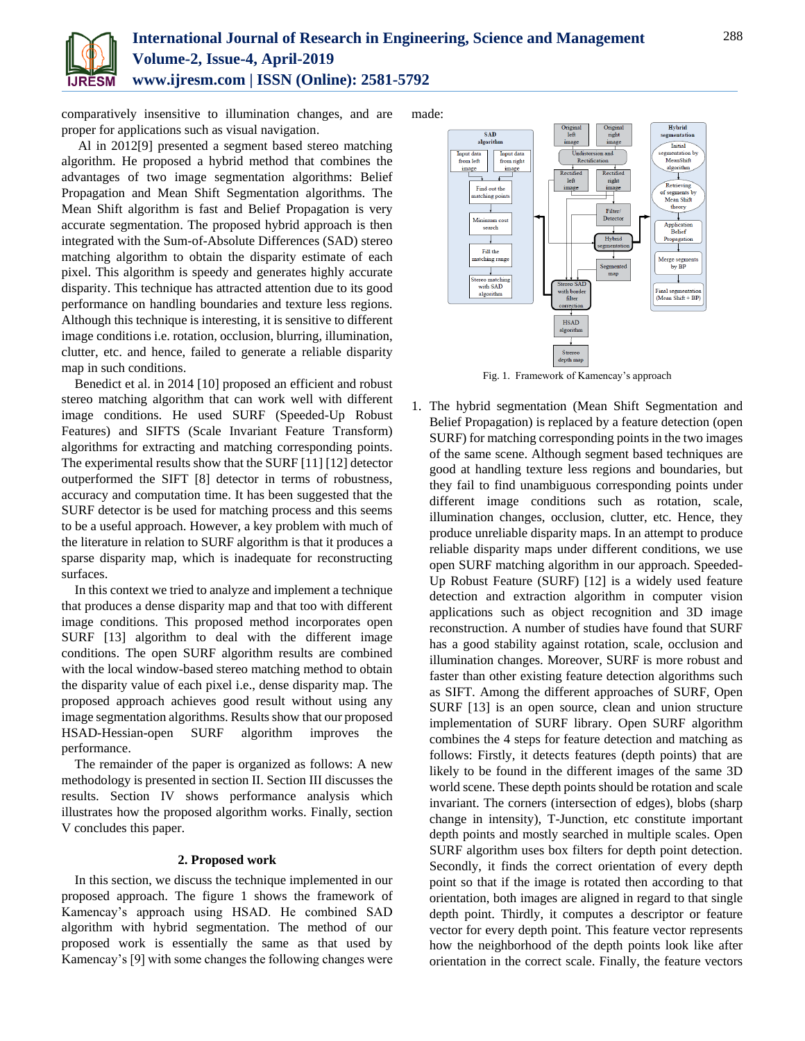comparatively insensitive to illumination changes, and are proper for applications such as visual navigation.

Al in 2012[9] presented a segment based stereo matching algorithm. He proposed a hybrid method that combines the advantages of two image segmentation algorithms: Belief Propagation and Mean Shift Segmentation algorithms. The Mean Shift algorithm is fast and Belief Propagation is very accurate segmentation. The proposed hybrid approach is then integrated with the Sum-of-Absolute Differences (SAD) stereo matching algorithm to obtain the disparity estimate of each pixel. This algorithm is speedy and generates highly accurate disparity. This technique has attracted attention due to its good performance on handling boundaries and texture less regions. Although this technique is interesting, it is sensitive to different image conditions i.e. rotation, occlusion, blurring, illumination, clutter, etc. and hence, failed to generate a reliable disparity map in such conditions.

Benedict et al. in 2014 [10] proposed an efficient and robust stereo matching algorithm that can work well with different image conditions. He used SURF (Speeded-Up Robust Features) and SIFTS (Scale Invariant Feature Transform) algorithms for extracting and matching corresponding points. The experimental results show that the SURF [11] [12] detector outperformed the SIFT [8] detector in terms of robustness, accuracy and computation time. It has been suggested that the SURF detector is be used for matching process and this seems to be a useful approach. However, a key problem with much of the literature in relation to SURF algorithm is that it produces a sparse disparity map, which is inadequate for reconstructing surfaces.

In this context we tried to analyze and implement a technique that produces a dense disparity map and that too with different image conditions. This proposed method incorporates open SURF [13] algorithm to deal with the different image conditions. The open SURF algorithm results are combined with the local window-based stereo matching method to obtain the disparity value of each pixel i.e., dense disparity map. The proposed approach achieves good result without using any image segmentation algorithms. Results show that our proposed HSAD-Hessian-open SURF algorithm improves the performance.

The remainder of the paper is organized as follows: A new methodology is presented in section II. Section III discusses the results. Section IV shows performance analysis which illustrates how the proposed algorithm works. Finally, section V concludes this paper.

## 2. Proposed work

In this section, we discuss the technique implemented in our proposed approach. The figure 1 shows the framework of Kamencay's approach using HSAD. He combined SAD algorithm with hybrid segmentation. The method of our proposed work is essentially the same as that used by Kamencay's [9] with some changes the following changes were made:

Fig. 1. Framework of Kamencay's approach

1. The hybrid segmentation (Mean Shift Segmentation and Belief Propagation) is replaced by a feature detection (open SURF) for matching corresponding points in the two images of the same scene. Although segment based techniques are good at handling texture less regions and boundaries, but they fail to find unambiguous corresponding points under different image conditions such as rotation, scale, illumination changes, occlusion, clutter, etc. Hence, they produce unreliable disparity maps. In an attempt to produce reliable disparity maps under different conditions, we use open SURF matching algorithm in our approach. Speeded-Up Robust Feature (SURF) [12] is a widely used feature detection and extraction algorithm in computer vision applications such as object recognition and 3D image reconstruction. A number of studies have found that SURF has a good stability against rotation, scale, occlusion and illumination changes. Moreover, SURF is more robust and faster than other existing feature detection algorithms such as SIFT. Among the different approaches of SURF, Open SURF [13] is an open source, clean and union structure implementation of SURF library. Open SURF algorithm combines the 4 steps for feature detection and matching as follows: Firstly, it detects features (depth points) that are likely to be found in the different images of the same 3D world scene. These depth points should be rotation and scale invariant. The corners (intersection of edges), blobs (sharp change in intensity), T-Junction, etc constitute important depth points and mostly searched in multiple scales. Open SURF algorithm uses box filters for depth point detection. Secondly, it finds the correct orientation of every depth point so that if the image is rotated then according to that orientation, both images are aligned in regard to that single depth point. Thirdly, it computes a descriptor or feature vector for every depth point. This feature vector represents how the neighborhood of the depth points look like after orientation in the correct scale. Finally, the feature vectors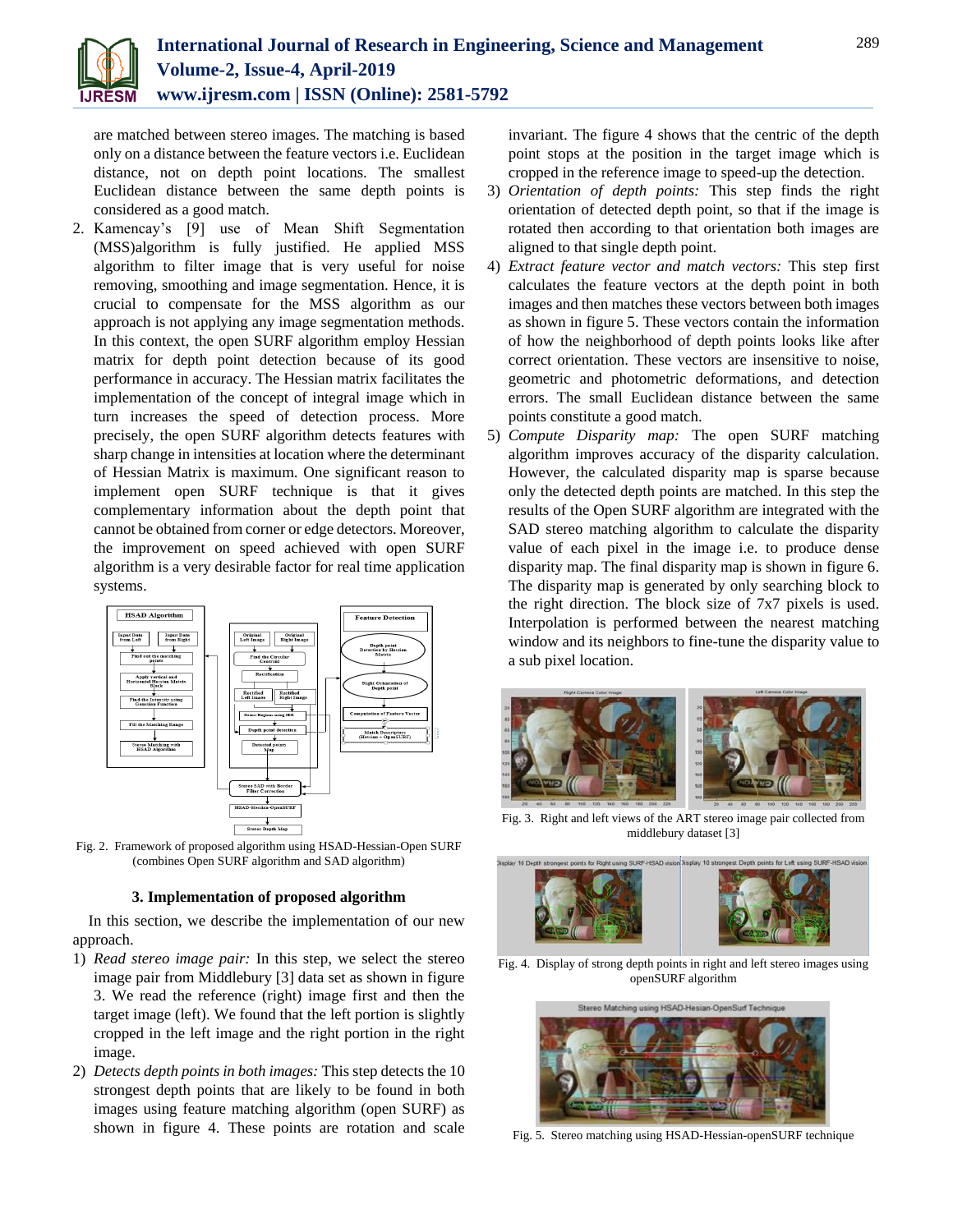are matched between stereo images. The matching is based only on a distance between the feature vectors i.e. Euclidean distance, not on depth point locations. The smallest Euclidean distance between the same depth points is considered as a good match.

2. Kamencay's [9] use of Mean Shift Segmentation (MSS)algorithm is fully justified. He applied MSS algorithm to filter image that is very useful for noise removing, smoothing and image segmentation. Hence, it is crucial to compensate for the MSS algorithm as our approach is not applying any image segmentation methods. In this context, the open SURF algorithm employ Hessian matrix for depth point detection because of its good performance in accuracy. The Hessian matrix facilitates the implementation of the concept of integral image which in turn increases the speed of detection process. More precisely, the open SURF algorithm detects features with sharp change in intensities at location where the determinant of Hessian Matrix is maximum. One significant reason to implement open SURF technique is that it gives complementary information about the depth point that cannot be obtained from corner or edge detectors. Moreover, the improvement on speed achieved with open SURF algorithm is a very desirable factor for real time application systems.

Fig. 2. Framework of proposed algorithm using HSAD-Hessian-Open SURF (combines Open SURF algorithm and SAD algorithm)

### 3. Implementation of proposed algorithm

In this section, we describe the implementation of our new approach.

1) *Read stereo image pair:* In this step, we select the stereo image pair from Middlebury [3] data set as shown in figure 3. We read the reference (right) image first and then the target image (left). We found that the left portion is slightly cropped in the left image and the right portion in the right image.

2) *Detects depth points in both images:* This step detects the 10 strongest depth points that are likely to be found in both images using feature matching algorithm (open SURF) as shown in figure 4. These points are rotation and scale invariant. The figure 4 shows that the centric of the depth point stops at the position in the target image which is cropped in the reference image to speed-up the detection.

3) *Orientation of depth points:* This step finds the right orientation of detected depth point, so that if the image is rotated then according to that orientation both images are aligned to that single depth point.

4) *Extract feature vector and match vectors:* This step first calculates the feature vectors at the depth point in both images and then matches these vectors between both images as shown in figure 5. These vectors contain the information of how the neighborhood of depth points looks like after correct orientation. These vectors are insensitive to noise, geometric and photometric deformations, and detection errors. The small Euclidean distance between the same points constitute a good match.

5) *Compute Disparity map:* The open SURF matching algorithm improves accuracy of the disparity calculation. However, the calculated disparity map is sparse because only the detected depth points are matched. In this step the results of the Open SURF algorithm are integrated with the SAD stereo matching algorithm to calculate the disparity value of each pixel in the image i.e. to produce dense disparity map. The final disparity map is shown in figure 6. The disparity map is generated by only searching block to the right direction. The block size of 7x7 pixels is used. Interpolation is performed between the nearest matching window and its neighbors to fine-tune the disparity value to a sub pixel location.

Fig. 3. Right and left views of the ART stereo image pair collected from middlebury dataset [3]

Fig. 4. Display of strong depth points in right and left stereo images using openSURF algorithm

Fig. 5. Stereo matching using HSAD-Hessian-openSURF technique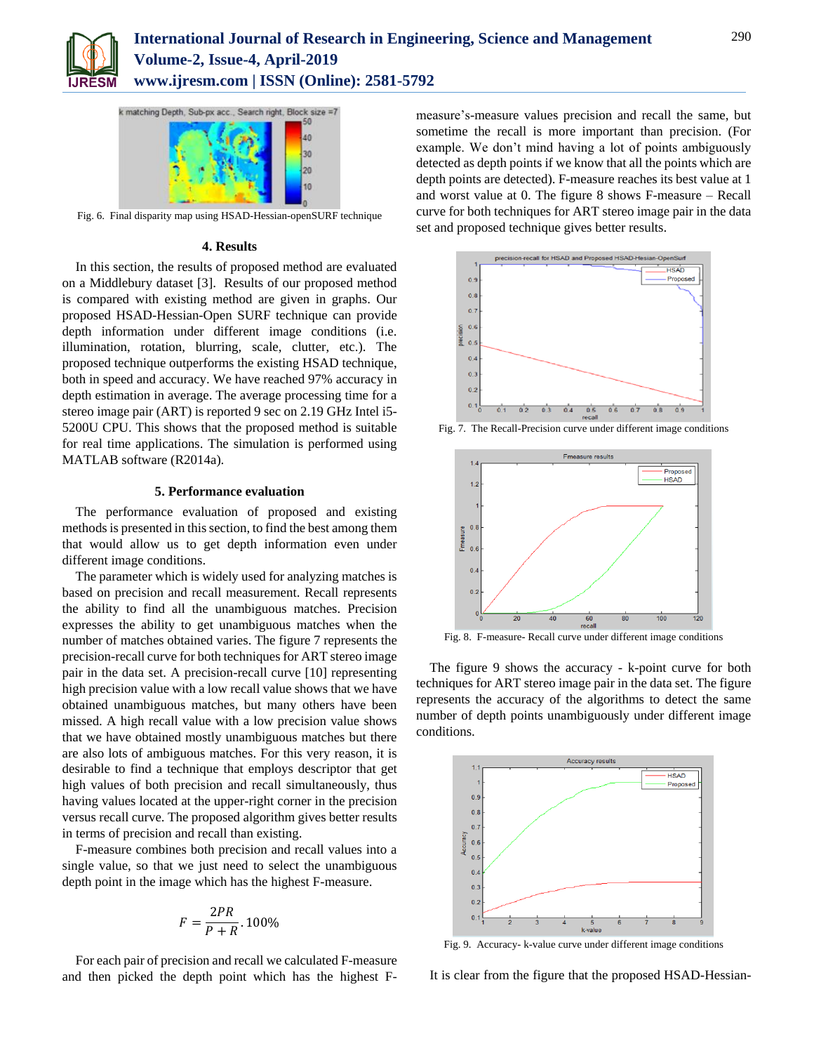Fig. 6. Final disparity map using HSAD-Hessian-openSURF technique

## 4. Results

In this section, the results of proposed method are evaluated on a Middlebury dataset [3]. Results of our proposed method is compared with existing method are given in graphs. Our proposed HSAD-Hessian-Open SURF technique can provide depth information under different image conditions (i.e. illumination, rotation, blurring, scale, clutter, etc.). The proposed technique outperforms the existing HSAD technique, both in speed and accuracy. We have reached 97% accuracy in depth estimation in average. The average processing time for a stereo image pair (ART) is reported 9 sec on 2.19 GHz Intel i5-5200U CPU. This shows that the proposed method is suitable for real time applications. The simulation is performed using MATLAB software (R2014a).

## 5. Performance evaluation

The performance evaluation of proposed and existing methods is presented in this section, to find the best among them that would allow us to get depth information even under different image conditions.

The parameter which is widely used for analyzing matches is based on precision and recall measurement. Recall represents the ability to find all the unambiguous matches. Precision expresses the ability to get unambiguous matches when the number of matches obtained varies. The figure 7 represents the precision-recall curve for both techniques for ART stereo image pair in the data set. A precision-recall curve [10] representing high precision value with a low recall value shows that we have obtained unambiguous matches, but many others have been missed. A high recall value with a low precision value shows that we have obtained mostly unambiguous matches but there are also lots of ambiguous matches. For this very reason, it is desirable to find a technique that employs descriptor that get high values of both precision and recall simultaneously, thus having values located at the upper-right corner in the precision versus recall curve. The proposed algorithm gives better results in terms of precision and recall than existing.

F-measure combines both precision and recall values into a single value, so that we just need to select the unambiguous depth point in the image which has the highest F-measure.

$$F = \frac{2PR}{P+R}.100\%$$

For each pair of precision and recall we calculated F-measure and then picked the depth point which has the highest F-measure's-measure values precision and recall the same, but sometime the recall is more important than precision. (For example. We don't mind having a lot of points ambiguously detected as depth points if we know that all the points which are depth points are detected). F-measure reaches its best value at 1 and worst value at 0. The figure 8 shows F-measure – Recall curve for both techniques for ART stereo image pair in the data set and proposed technique gives better results.

Fig. 7. The Recall-Precision curve under different image conditions

Fig. 8. F-measure- Recall curve under different image conditions

The figure 9 shows the accuracy - k-point curve for both techniques for ART stereo image pair in the data set. The figure represents the accuracy of the algorithms to detect the same number of depth points unambiguously under different image conditions.

Fig. 9. Accuracy- k-value curve under different image conditions

It is clear from the figure that the proposed HSAD-Hessian-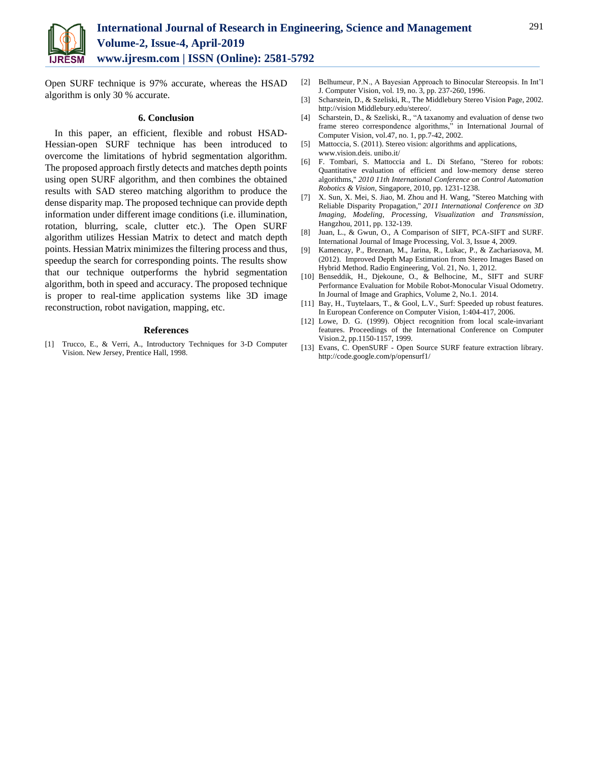Open SURF technique is 97% accurate, whereas the HSAD algorithm is only 30 % accurate.

## 6. Conclusion

In this paper, an efficient, flexible and robust HSAD-Hessian-open SURF technique has been introduced to overcome the limitations of hybrid segmentation algorithm. The proposed approach firstly detects and matches depth points using open SURF algorithm, and then combines the obtained results with SAD stereo matching algorithm to produce the dense disparity map. The proposed technique can provide depth information under different image conditions (i.e. illumination, rotation, blurring, scale, clutter etc.). The Open SURF algorithm utilizes Hessian Matrix to detect and match depth points. Hessian Matrix minimizes the filtering process and thus, speedup the search for corresponding points. The results show that our technique outperforms the hybrid segmentation algorithm, both in speed and accuracy. The proposed technique is proper to real-time application systems like 3D image reconstruction, robot navigation, mapping, etc.

## References

[1] Trucco, E., & Verri, A., Introductory Techniques for 3-D Computer Vision. New Jersey, Prentice Hall, 1998.

[2] Belhumeur, P.N., A Bayesian Approach to Binocular Stereopsis. In Int'l J. Computer Vision, vol. 19, no. 3, pp. 237-260, 1996.

[3] Scharstein, D., & Szeliski, R., The Middlebury Stereo Vision Page, 2002. http://vision Middlebury.edu/stereo/.

[4] Scharstein, D., & Szeliski, R., "A taxanomy and evaluation of dense two frame stereo correspondence algorithms," in International Journal of Computer Vision, vol.47, no. 1, pp.7-42, 2002.

[5] Mattoccia, S. (2011). Stereo vision: algorithms and applications, www.vision.deis. unibo.it/

[6] F. Tombari, S. Mattoccia and L. Di Stefano, "Stereo for robots: Quantitative evaluation of efficient and low-memory dense stereo algorithms," *2010 11th International Conference on Control Automation Robotics & Vision*, Singapore, 2010, pp. 1231-1238.

[7] X. Sun, X. Mei, S. Jiao, M. Zhou and H. Wang, "Stereo Matching with Reliable Disparity Propagation," *2011 International Conference on 3D Imaging, Modeling, Processing, Visualization and Transmission*, Hangzhou, 2011, pp. 132-139.

[8] Juan, L., & Gwun, O., A Comparison of SIFT, PCA-SIFT and SURF. International Journal of Image Processing, Vol. 3, Issue 4, 2009.

[9] Kamencay, P., Breznan, M., Jarina, R., Lukac, P., & Zachariasova, M. (2012). Improved Depth Map Estimation from Stereo Images Based on Hybrid Method. Radio Engineering, Vol. 21, No. 1, 2012.

[10] Benseddik, H., Djekoune, O., & Belhocine, M., SIFT and SURF Performance Evaluation for Mobile Robot-Monocular Visual Odometry. In Journal of Image and Graphics, Volume 2, No.1. 2014.

[11] Bay, H., Tuytelaars, T., & Gool, L.V., Surf: Speeded up robust features. In European Conference on Computer Vision, 1:404-417, 2006.

[12] Lowe, D. G. (1999). Object recognition from local scale-invariant features. Proceedings of the International Conference on Computer Vision.2, pp.1150-1157, 1999.

[13] Evans, C. OpenSURF - Open Source SURF feature extraction library. http://code.google.com/p/opensurf1/